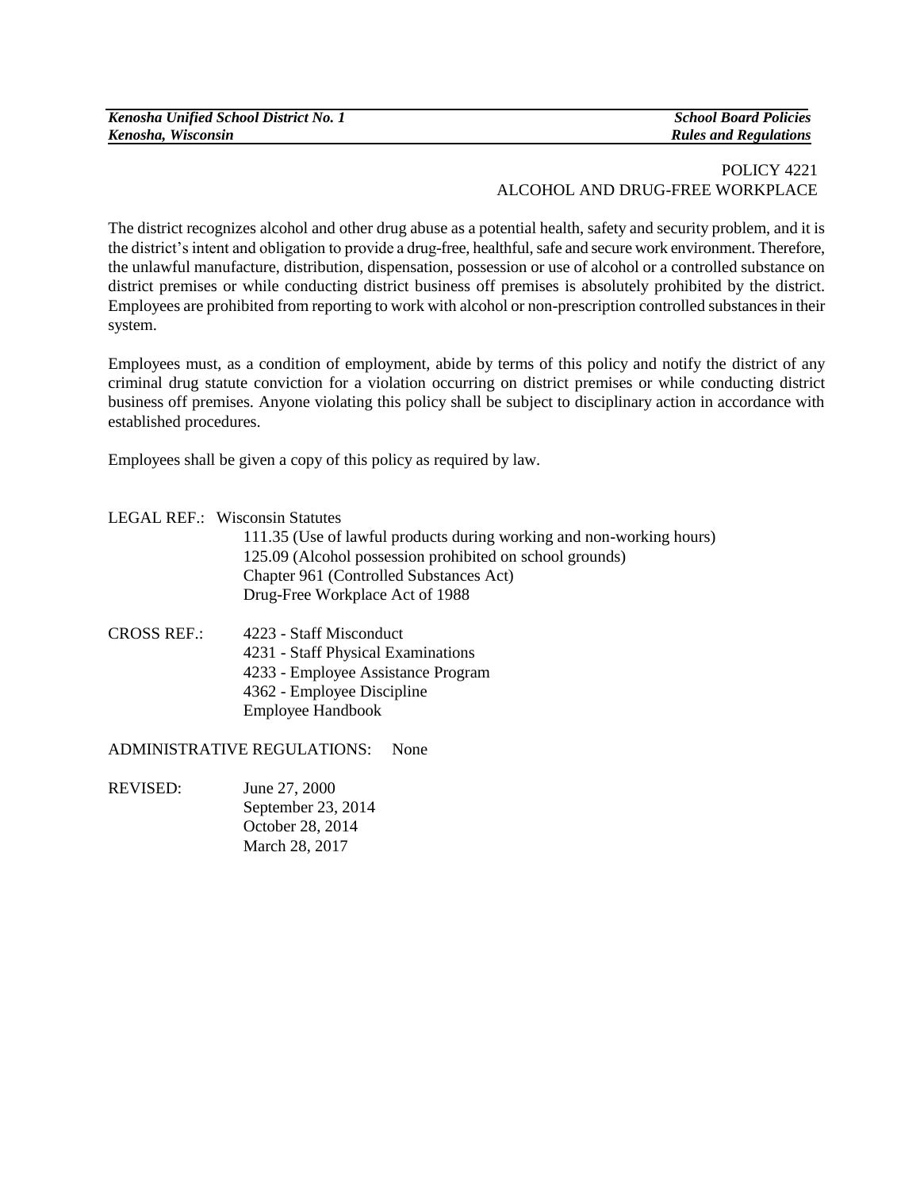POLICY 4221
ALCOHOL AND DRUG-FREE WORKPLACE

The district recognizes alcohol and other drug abuse as a potential health, safety and security problem, and it is the district's intent and obligation to provide a drug-free, healthful, safe and secure work environment. Therefore, the unlawful manufacture, distribution, dispensation, possession or use of alcohol or a controlled substance on district premises or while conducting district business off premises is absolutely prohibited by the district. Employees are prohibited from reporting to work with alcohol or non-prescription controlled substances in their system.

Employees must, as a condition of employment, abide by terms of this policy and notify the district of any criminal drug statute conviction for a violation occurring on district premises or while conducting district business off premises. Anyone violating this policy shall be subject to disciplinary action in accordance with established procedures.

Employees shall be given a copy of this policy as required by law.

LEGAL REF.: Wisconsin Statutes
111.35 (Use of lawful products during working and non-working hours)
125.09 (Alcohol possession prohibited on school grounds)
Chapter 961 (Controlled Substances Act)
Drug-Free Workplace Act of 1988

CROSS REF.: 4223 - Staff Misconduct
4231 - Staff Physical Examinations
4233 - Employee Assistance Program
4362 - Employee Discipline
Employee Handbook

ADMINISTRATIVE REGULATIONS: None

REVISED: June 27, 2000
September 23, 2014
October 28, 2014
March 28, 2017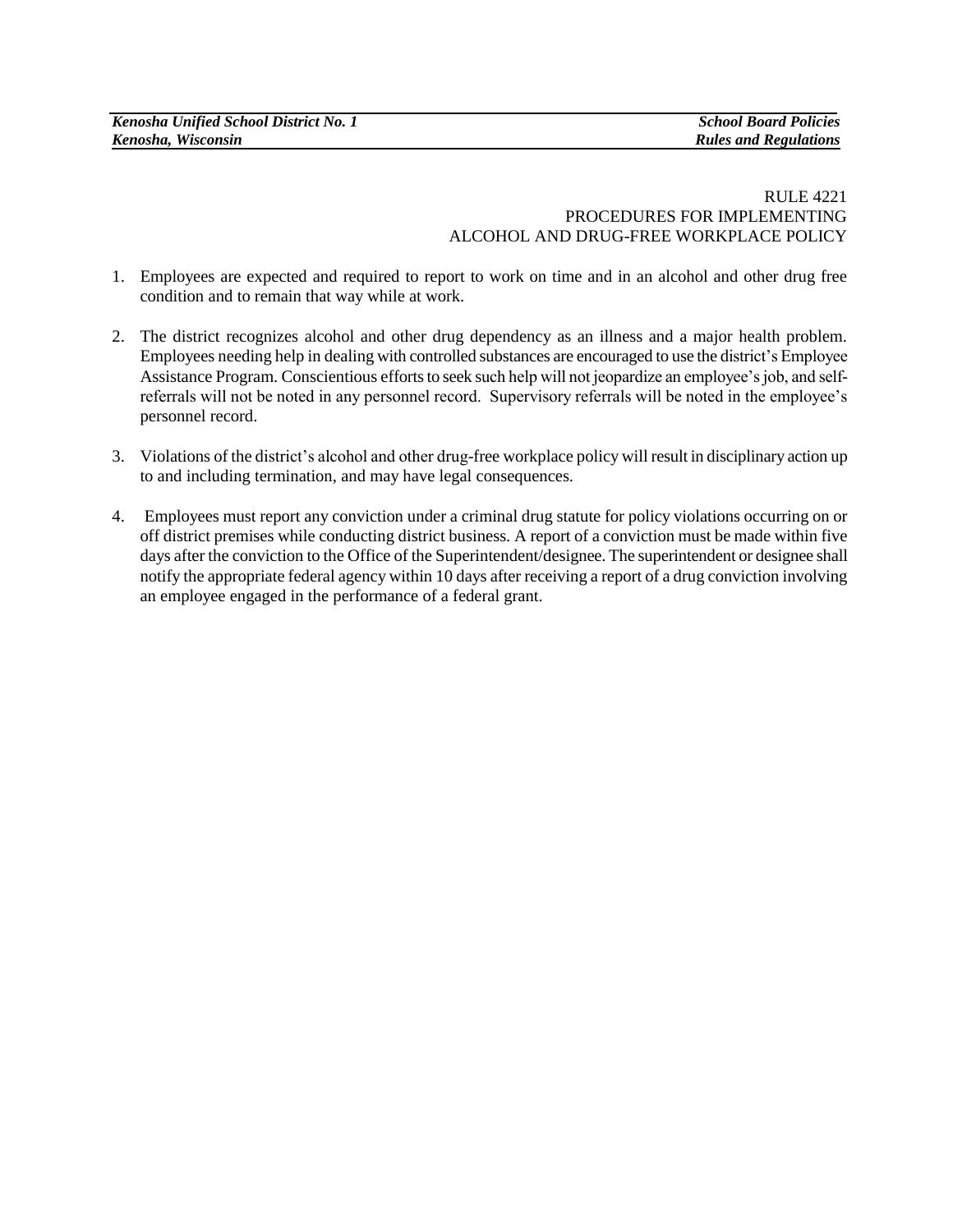RULE 4221
PROCEDURES FOR IMPLEMENTING
ALCOHOL AND DRUG-FREE WORKPLACE POLICY

1. Employees are expected and required to report to work on time and in an alcohol and other drug free condition and to remain that way while at work.

2. The district recognizes alcohol and other drug dependency as an illness and a major health problem. Employees needing help in dealing with controlled substances are encouraged to use the district's Employee Assistance Program. Conscientious efforts to seek such help will not jeopardize an employee's job, and self-referrals will not be noted in any personnel record. Supervisory referrals will be noted in the employee's personnel record.

3. Violations of the district's alcohol and other drug-free workplace policy will result in disciplinary action up to and including termination, and may have legal consequences.

4. Employees must report any conviction under a criminal drug statute for policy violations occurring on or off district premises while conducting district business. A report of a conviction must be made within five days after the conviction to the Office of the Superintendent/designee. The superintendent or designee shall notify the appropriate federal agency within 10 days after receiving a report of a drug conviction involving an employee engaged in the performance of a federal grant.